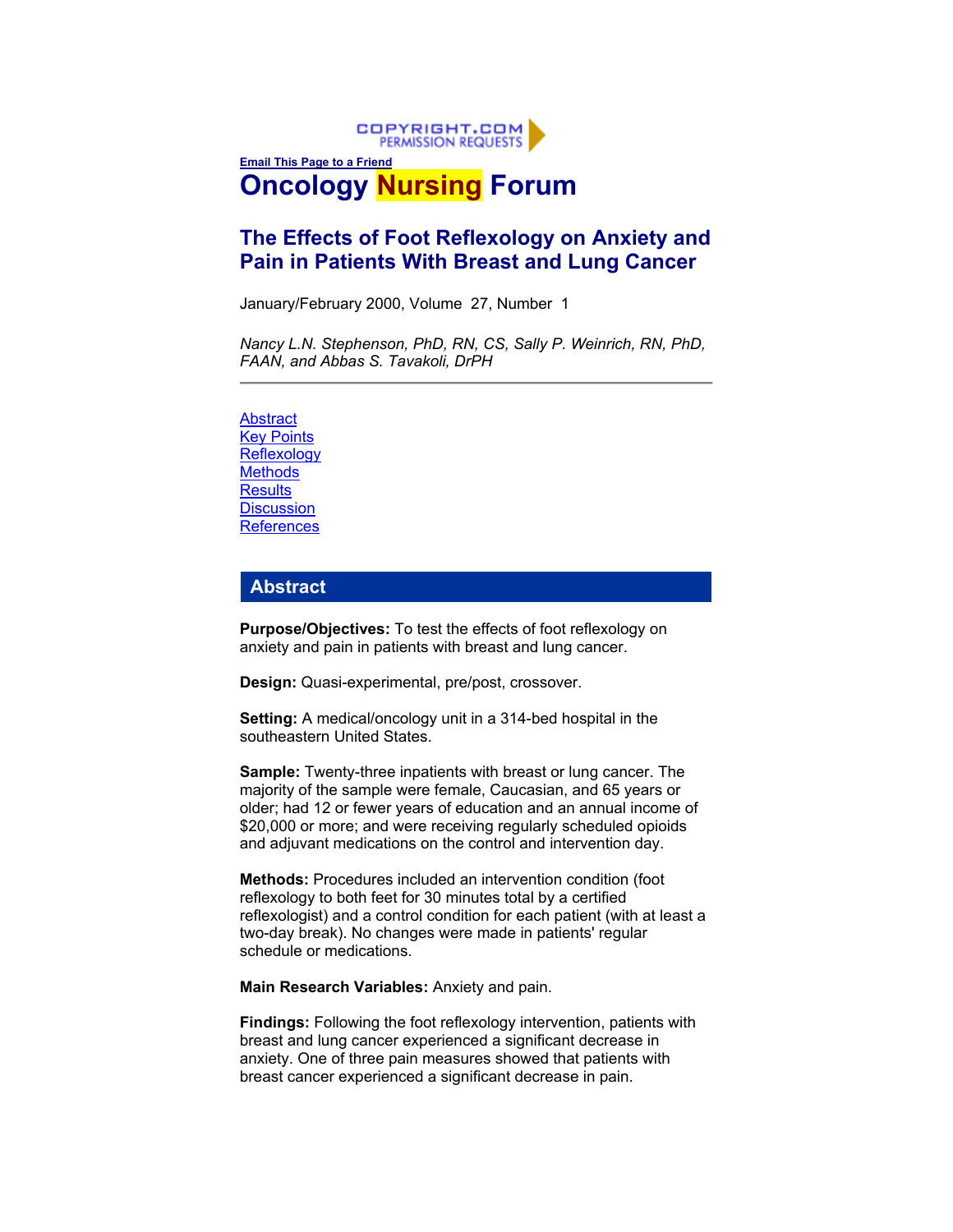Email This Page to a Friend

# Oncology Nursing Forum

## The Effects of Foot Reflexology on Anxiety and Pain in Patients With Breast and Lung Cancer

January/February 2000, Volume 27, Number 1

*Nancy L.N. Stephenson, PhD, RN, CS, Sally P. Weinrich, RN, PhD, FAAN, and Abbas S. Tavakoli, DrPH*

---

- Abstract
- Key Points
- Reflexology
- Methods
- Results
- Discussion
- References

## Abstract

**Purpose/Objectives:** To test the effects of foot reflexology on anxiety and pain in patients with breast and lung cancer.

**Design:** Quasi-experimental, pre/post, crossover.

**Setting:** A medical/oncology unit in a 314-bed hospital in the southeastern United States.

**Sample:** Twenty-three inpatients with breast or lung cancer. The majority of the sample were female, Caucasian, and 65 years or older; had 12 or fewer years of education and an annual income of $20,000 or more; and were receiving regularly scheduled opioids and adjuvant medications on the control and intervention day.

**Methods:** Procedures included an intervention condition (foot reflexology to both feet for 30 minutes total by a certified reflexologist) and a control condition for each patient (with at least a two-day break). No changes were made in patients' regular schedule or medications.

**Main Research Variables:** Anxiety and pain.

**Findings:** Following the foot reflexology intervention, patients with breast and lung cancer experienced a significant decrease in anxiety. One of three pain measures showed that patients with breast cancer experienced a significant decrease in pain.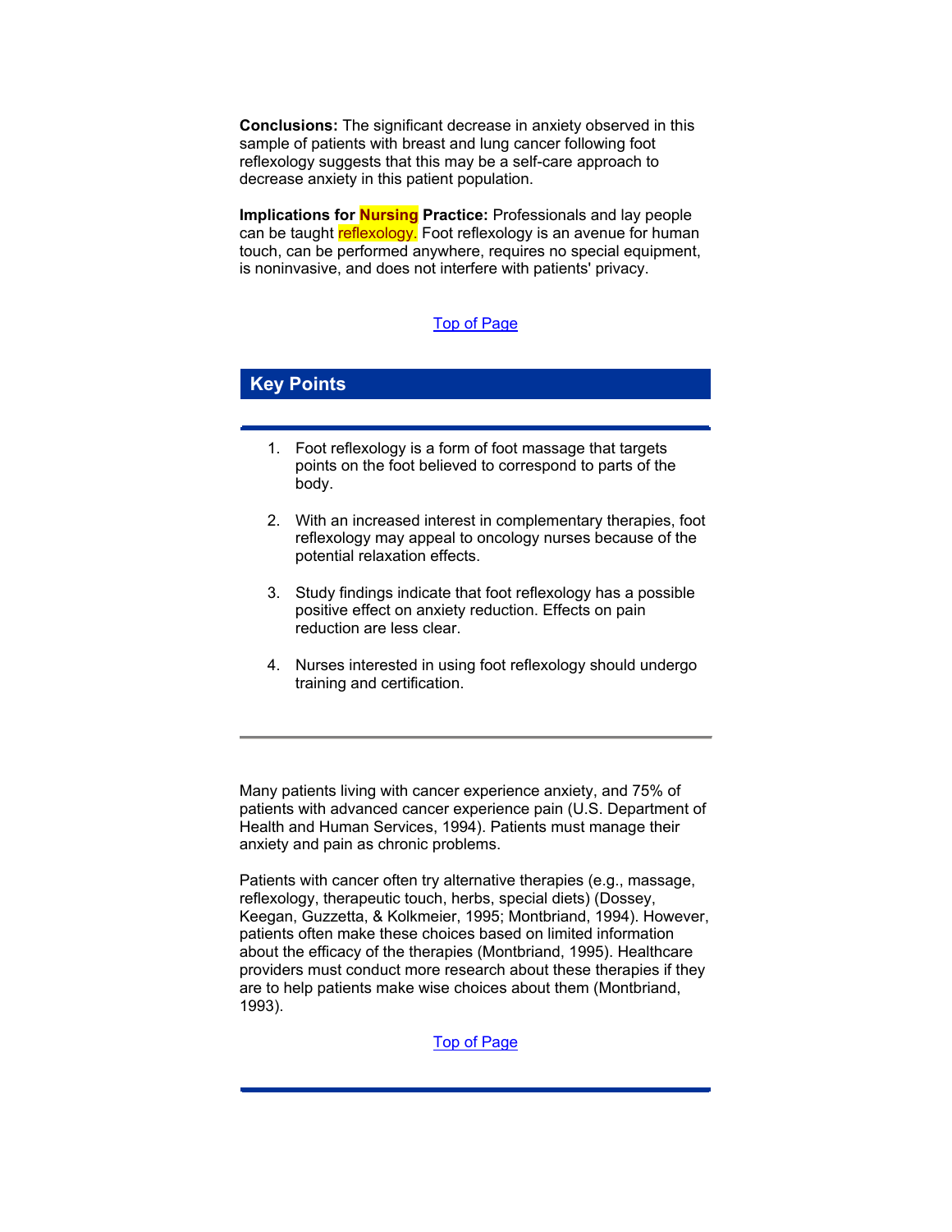**Conclusions:** The significant decrease in anxiety observed in this sample of patients with breast and lung cancer following foot reflexology suggests that this may be a self-care approach to decrease anxiety in this patient population.

**Implications for Nursing Practice:** Professionals and lay people can be taught reflexology. Foot reflexology is an avenue for human touch, can be performed anywhere, requires no special equipment, is noninvasive, and does not interfere with patients' privacy.

Top of Page

## Key Points

1. Foot reflexology is a form of foot massage that targets points on the foot believed to correspond to parts of the body.

2. With an increased interest in complementary therapies, foot reflexology may appeal to oncology nurses because of the potential relaxation effects.

3. Study findings indicate that foot reflexology has a possible positive effect on anxiety reduction. Effects on pain reduction are less clear.

4. Nurses interested in using foot reflexology should undergo training and certification.

---

Many patients living with cancer experience anxiety, and 75% of patients with advanced cancer experience pain (U.S. Department of Health and Human Services, 1994). Patients must manage their anxiety and pain as chronic problems.

Patients with cancer often try alternative therapies (e.g., massage, reflexology, therapeutic touch, herbs, special diets) (Dossey, Keegan, Guzzetta, & Kolkmeier, 1995; Montbriand, 1994). However, patients often make these choices based on limited information about the efficacy of the therapies (Montbriand, 1995). Healthcare providers must conduct more research about these therapies if they are to help patients make wise choices about them (Montbriand, 1993).

Top of Page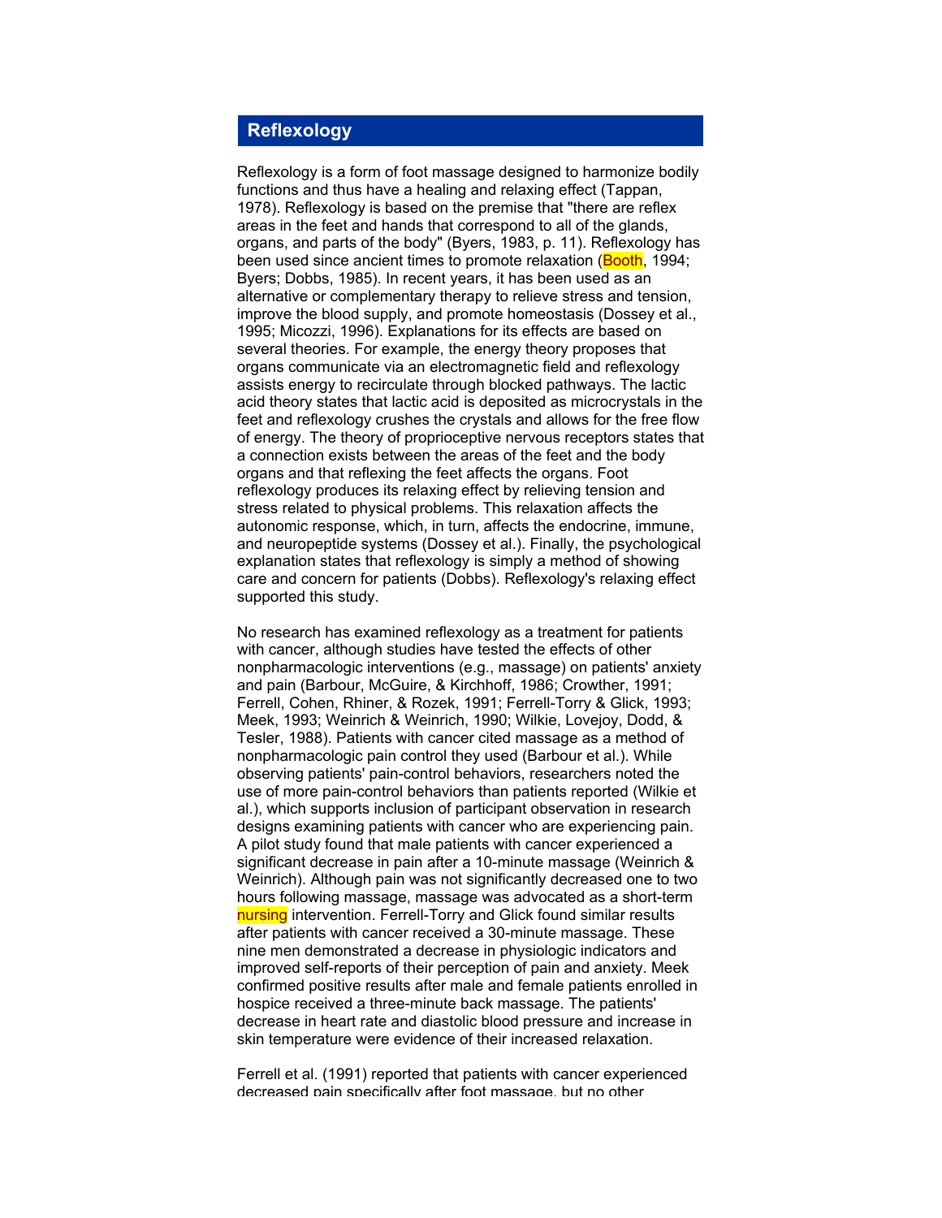## Reflexology

Reflexology is a form of foot massage designed to harmonize bodily functions and thus have a healing and relaxing effect (Tappan, 1978). Reflexology is based on the premise that "there are reflex areas in the feet and hands that correspond to all of the glands, organs, and parts of the body" (Byers, 1983, p. 11). Reflexology has been used since ancient times to promote relaxation (Booth, 1994; Byers; Dobbs, 1985). In recent years, it has been used as an alternative or complementary therapy to relieve stress and tension, improve the blood supply, and promote homeostasis (Dossey et al., 1995; Micozzi, 1996). Explanations for its effects are based on several theories. For example, the energy theory proposes that organs communicate via an electromagnetic field and reflexology assists energy to recirculate through blocked pathways. The lactic acid theory states that lactic acid is deposited as microcrystals in the feet and reflexology crushes the crystals and allows for the free flow of energy. The theory of proprioceptive nervous receptors states that a connection exists between the areas of the feet and the body organs and that reflexing the feet affects the organs. Foot reflexology produces its relaxing effect by relieving tension and stress related to physical problems. This relaxation affects the autonomic response, which, in turn, affects the endocrine, immune, and neuropeptide systems (Dossey et al.). Finally, the psychological explanation states that reflexology is simply a method of showing care and concern for patients (Dobbs). Reflexology's relaxing effect supported this study.

No research has examined reflexology as a treatment for patients with cancer, although studies have tested the effects of other nonpharmacologic interventions (e.g., massage) on patients' anxiety and pain (Barbour, McGuire, & Kirchhoff, 1986; Crowther, 1991; Ferrell, Cohen, Rhiner, & Rozek, 1991; Ferrell-Torry & Glick, 1993; Meek, 1993; Weinrich & Weinrich, 1990; Wilkie, Lovejoy, Dodd, & Tesler, 1988). Patients with cancer cited massage as a method of nonpharmacologic pain control they used (Barbour et al.). While observing patients' pain-control behaviors, researchers noted the use of more pain-control behaviors than patients reported (Wilkie et al.), which supports inclusion of participant observation in research designs examining patients with cancer who are experiencing pain. A pilot study found that male patients with cancer experienced a significant decrease in pain after a 10-minute massage (Weinrich & Weinrich). Although pain was not significantly decreased one to two hours following massage, massage was advocated as a short-term nursing intervention. Ferrell-Torry and Glick found similar results after patients with cancer received a 30-minute massage. These nine men demonstrated a decrease in physiologic indicators and improved self-reports of their perception of pain and anxiety. Meek confirmed positive results after male and female patients enrolled in hospice received a three-minute back massage. The patients' decrease in heart rate and diastolic blood pressure and increase in skin temperature were evidence of their increased relaxation.

Ferrell et al. (1991) reported that patients with cancer experienced decreased pain specifically after foot massage, but no other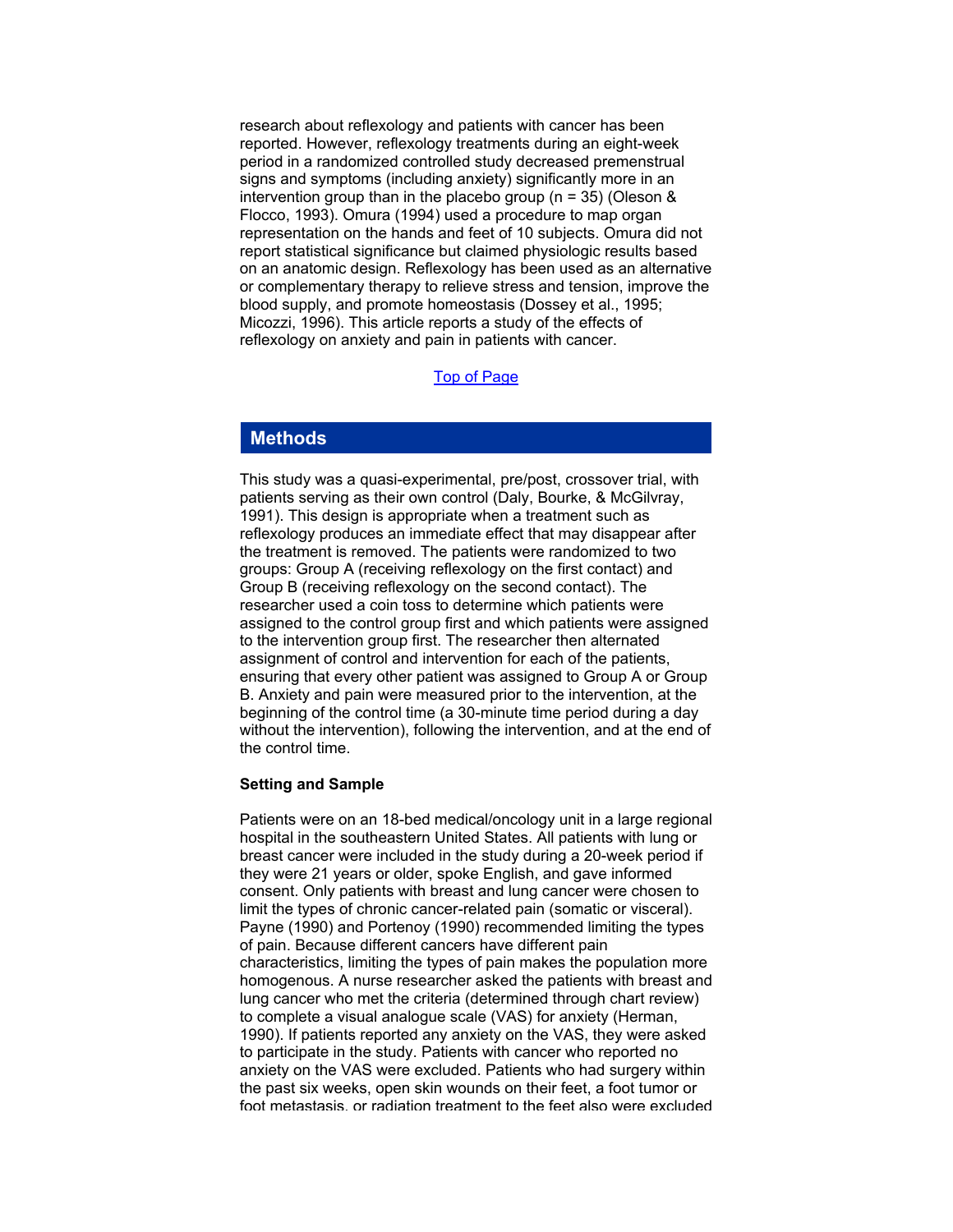research about reflexology and patients with cancer has been reported. However, reflexology treatments during an eight-week period in a randomized controlled study decreased premenstrual signs and symptoms (including anxiety) significantly more in an intervention group than in the placebo group (n = 35) (Oleson & Flocco, 1993). Omura (1994) used a procedure to map organ representation on the hands and feet of 10 subjects. Omura did not report statistical significance but claimed physiologic results based on an anatomic design. Reflexology has been used as an alternative or complementary therapy to relieve stress and tension, improve the blood supply, and promote homeostasis (Dossey et al., 1995; Micozzi, 1996). This article reports a study of the effects of reflexology on anxiety and pain in patients with cancer.

Top of Page

## Methods

This study was a quasi-experimental, pre/post, crossover trial, with patients serving as their own control (Daly, Bourke, & McGilvray, 1991). This design is appropriate when a treatment such as reflexology produces an immediate effect that may disappear after the treatment is removed. The patients were randomized to two groups: Group A (receiving reflexology on the first contact) and Group B (receiving reflexology on the second contact). The researcher used a coin toss to determine which patients were assigned to the control group first and which patients were assigned to the intervention group first. The researcher then alternated assignment of control and intervention for each of the patients, ensuring that every other patient was assigned to Group A or Group B. Anxiety and pain were measured prior to the intervention, at the beginning of the control time (a 30-minute time period during a day without the intervention), following the intervention, and at the end of the control time.

**Setting and Sample**

Patients were on an 18-bed medical/oncology unit in a large regional hospital in the southeastern United States. All patients with lung or breast cancer were included in the study during a 20-week period if they were 21 years or older, spoke English, and gave informed consent. Only patients with breast and lung cancer were chosen to limit the types of chronic cancer-related pain (somatic or visceral). Payne (1990) and Portenoy (1990) recommended limiting the types of pain. Because different cancers have different pain characteristics, limiting the types of pain makes the population more homogenous. A nurse researcher asked the patients with breast and lung cancer who met the criteria (determined through chart review) to complete a visual analogue scale (VAS) for anxiety (Herman, 1990). If patients reported any anxiety on the VAS, they were asked to participate in the study. Patients with cancer who reported no anxiety on the VAS were excluded. Patients who had surgery within the past six weeks, open skin wounds on their feet, a foot tumor or foot metastasis, or radiation treatment to the feet also were excluded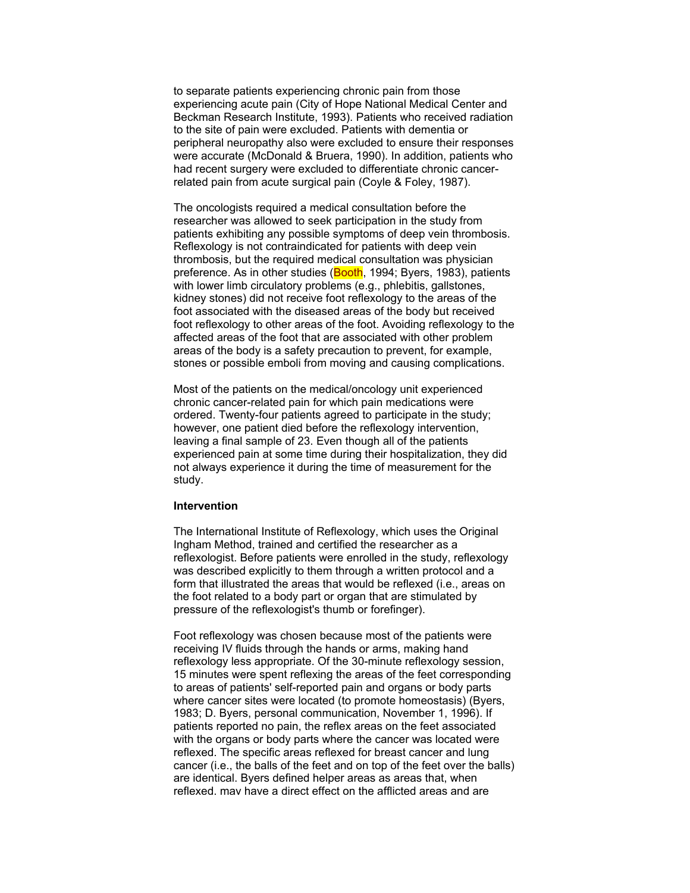to separate patients experiencing chronic pain from those experiencing acute pain (City of Hope National Medical Center and Beckman Research Institute, 1993). Patients who received radiation to the site of pain were excluded. Patients with dementia or peripheral neuropathy also were excluded to ensure their responses were accurate (McDonald & Bruera, 1990). In addition, patients who had recent surgery were excluded to differentiate chronic cancer-related pain from acute surgical pain (Coyle & Foley, 1987).

The oncologists required a medical consultation before the researcher was allowed to seek participation in the study from patients exhibiting any possible symptoms of deep vein thrombosis. Reflexology is not contraindicated for patients with deep vein thrombosis, but the required medical consultation was physician preference. As in other studies (Booth, 1994; Byers, 1983), patients with lower limb circulatory problems (e.g., phlebitis, gallstones, kidney stones) did not receive foot reflexology to the areas of the foot associated with the diseased areas of the body but received foot reflexology to other areas of the foot. Avoiding reflexology to the affected areas of the foot that are associated with other problem areas of the body is a safety precaution to prevent, for example, stones or possible emboli from moving and causing complications.

Most of the patients on the medical/oncology unit experienced chronic cancer-related pain for which pain medications were ordered. Twenty-four patients agreed to participate in the study; however, one patient died before the reflexology intervention, leaving a final sample of 23. Even though all of the patients experienced pain at some time during their hospitalization, they did not always experience it during the time of measurement for the study.

**Intervention**

The International Institute of Reflexology, which uses the Original Ingham Method, trained and certified the researcher as a reflexologist. Before patients were enrolled in the study, reflexology was described explicitly to them through a written protocol and a form that illustrated the areas that would be reflexed (i.e., areas on the foot related to a body part or organ that are stimulated by pressure of the reflexologist's thumb or forefinger).

Foot reflexology was chosen because most of the patients were receiving IV fluids through the hands or arms, making hand reflexology less appropriate. Of the 30-minute reflexology session, 15 minutes were spent reflexing the areas of the feet corresponding to areas of patients' self-reported pain and organs or body parts where cancer sites were located (to promote homeostasis) (Byers, 1983; D. Byers, personal communication, November 1, 1996). If patients reported no pain, the reflex areas on the feet associated with the organs or body parts where the cancer was located were reflexed. The specific areas reflexed for breast cancer and lung cancer (i.e., the balls of the feet and on top of the feet over the balls) are identical. Byers defined helper areas as areas that, when reflexed, may have a direct effect on the afflicted areas and are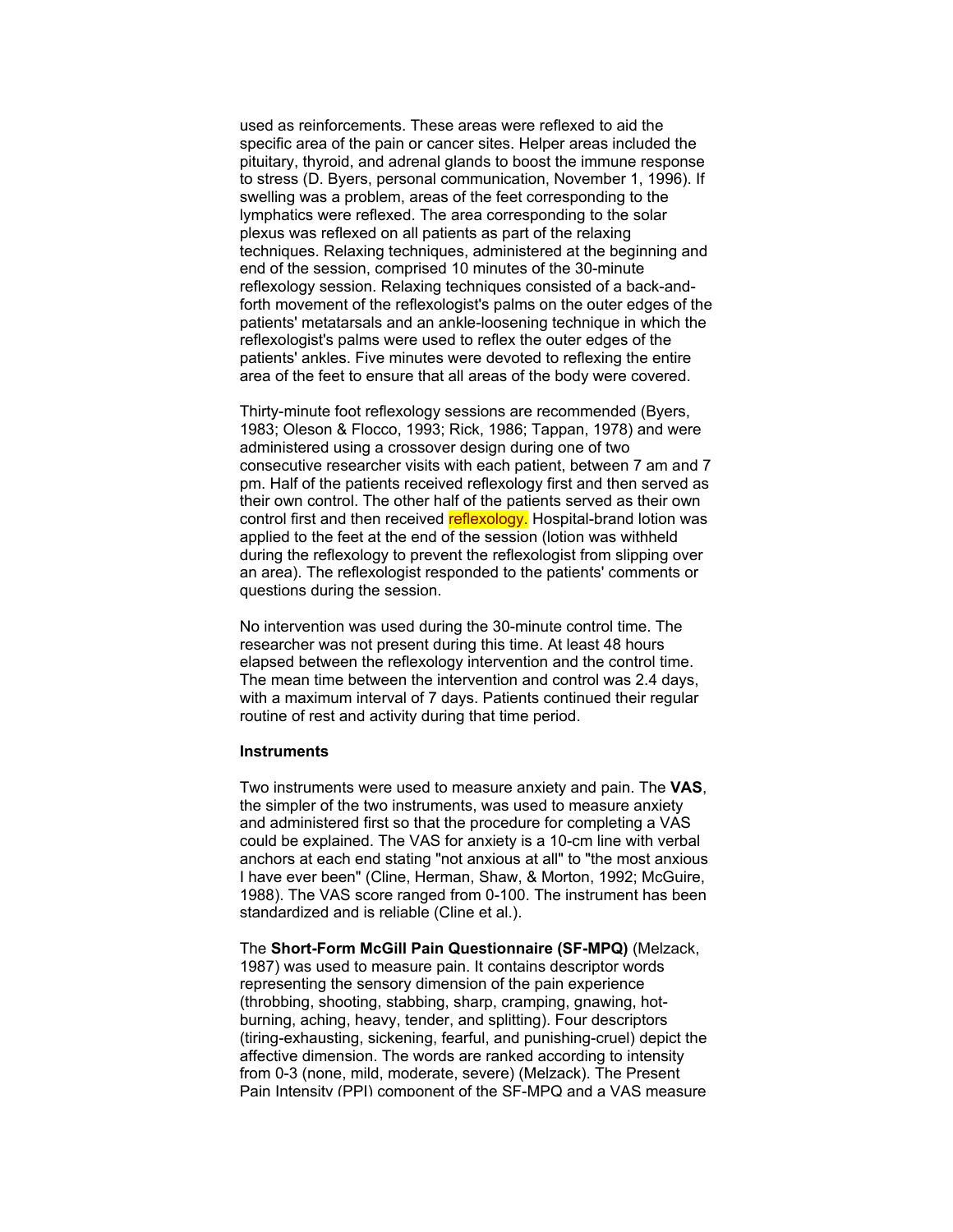used as reinforcements. These areas were reflexed to aid the specific area of the pain or cancer sites. Helper areas included the pituitary, thyroid, and adrenal glands to boost the immune response to stress (D. Byers, personal communication, November 1, 1996). If swelling was a problem, areas of the feet corresponding to the lymphatics were reflexed. The area corresponding to the solar plexus was reflexed on all patients as part of the relaxing techniques. Relaxing techniques, administered at the beginning and end of the session, comprised 10 minutes of the 30-minute reflexology session. Relaxing techniques consisted of a back-and-forth movement of the reflexologist's palms on the outer edges of the patients' metatarsals and an ankle-loosening technique in which the reflexologist's palms were used to reflex the outer edges of the patients' ankles. Five minutes were devoted to reflexing the entire area of the feet to ensure that all areas of the body were covered.

Thirty-minute foot reflexology sessions are recommended (Byers, 1983; Oleson & Flocco, 1993; Rick, 1986; Tappan, 1978) and were administered using a crossover design during one of two consecutive researcher visits with each patient, between 7 am and 7 pm. Half of the patients received reflexology first and then served as their own control. The other half of the patients served as their own control first and then received reflexology. Hospital-brand lotion was applied to the feet at the end of the session (lotion was withheld during the reflexology to prevent the reflexologist from slipping over an area). The reflexologist responded to the patients' comments or questions during the session.

No intervention was used during the 30-minute control time. The researcher was not present during this time. At least 48 hours elapsed between the reflexology intervention and the control time. The mean time between the intervention and control was 2.4 days, with a maximum interval of 7 days. Patients continued their regular routine of rest and activity during that time period.

### Instruments

Two instruments were used to measure anxiety and pain. The **VAS**, the simpler of the two instruments, was used to measure anxiety and administered first so that the procedure for completing a VAS could be explained. The VAS for anxiety is a 10-cm line with verbal anchors at each end stating "not anxious at all" to "the most anxious I have ever been" (Cline, Herman, Shaw, & Morton, 1992; McGuire, 1988). The VAS score ranged from 0-100. The instrument has been standardized and is reliable (Cline et al.).

The **Short-Form McGill Pain Questionnaire (SF-MPQ)** (Melzack, 1987) was used to measure pain. It contains descriptor words representing the sensory dimension of the pain experience (throbbing, shooting, stabbing, sharp, cramping, gnawing, hot-burning, aching, heavy, tender, and splitting). Four descriptors (tiring-exhausting, sickening, fearful, and punishing-cruel) depict the affective dimension. The words are ranked according to intensity from 0-3 (none, mild, moderate, severe) (Melzack). The Present Pain Intensity (PPI) component of the SF-MPQ and a VAS measure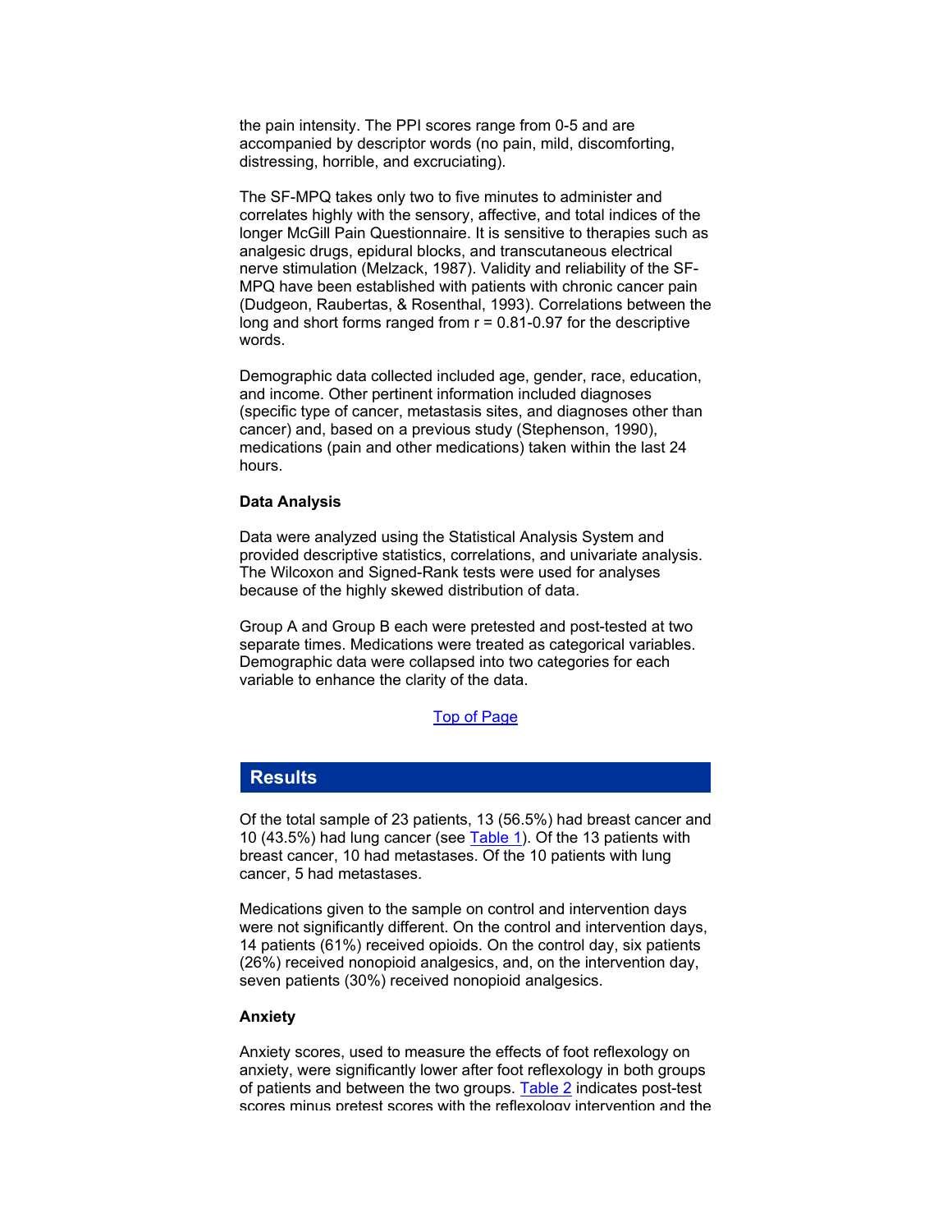the pain intensity. The PPI scores range from 0-5 and are accompanied by descriptor words (no pain, mild, discomforting, distressing, horrible, and excruciating).

The SF-MPQ takes only two to five minutes to administer and correlates highly with the sensory, affective, and total indices of the longer McGill Pain Questionnaire. It is sensitive to therapies such as analgesic drugs, epidural blocks, and transcutaneous electrical nerve stimulation (Melzack, 1987). Validity and reliability of the SF-MPQ have been established with patients with chronic cancer pain (Dudgeon, Raubertas, & Rosenthal, 1993). Correlations between the long and short forms ranged from $r = 0.81$-$0.97$ for the descriptive words.

Demographic data collected included age, gender, race, education, and income. Other pertinent information included diagnoses (specific type of cancer, metastasis sites, and diagnoses other than cancer) and, based on a previous study (Stephenson, 1990), medications (pain and other medications) taken within the last 24 hours.

### Data Analysis

Data were analyzed using the Statistical Analysis System and provided descriptive statistics, correlations, and univariate analysis. The Wilcoxon and Signed-Rank tests were used for analyses because of the highly skewed distribution of data.

Group A and Group B each were pretested and post-tested at two separate times. Medications were treated as categorical variables. Demographic data were collapsed into two categories for each variable to enhance the clarity of the data.

Top of Page

## Results

Of the total sample of 23 patients, 13 (56.5%) had breast cancer and 10 (43.5%) had lung cancer (see Table 1). Of the 13 patients with breast cancer, 10 had metastases. Of the 10 patients with lung cancer, 5 had metastases.

Medications given to the sample on control and intervention days were not significantly different. On the control and intervention days, 14 patients (61%) received opioids. On the control day, six patients (26%) received nonopioid analgesics, and, on the intervention day, seven patients (30%) received nonopioid analgesics.

### Anxiety

Anxiety scores, used to measure the effects of foot reflexology on anxiety, were significantly lower after foot reflexology in both groups of patients and between the two groups. Table 2 indicates post-test scores minus pretest scores with the reflexology intervention and the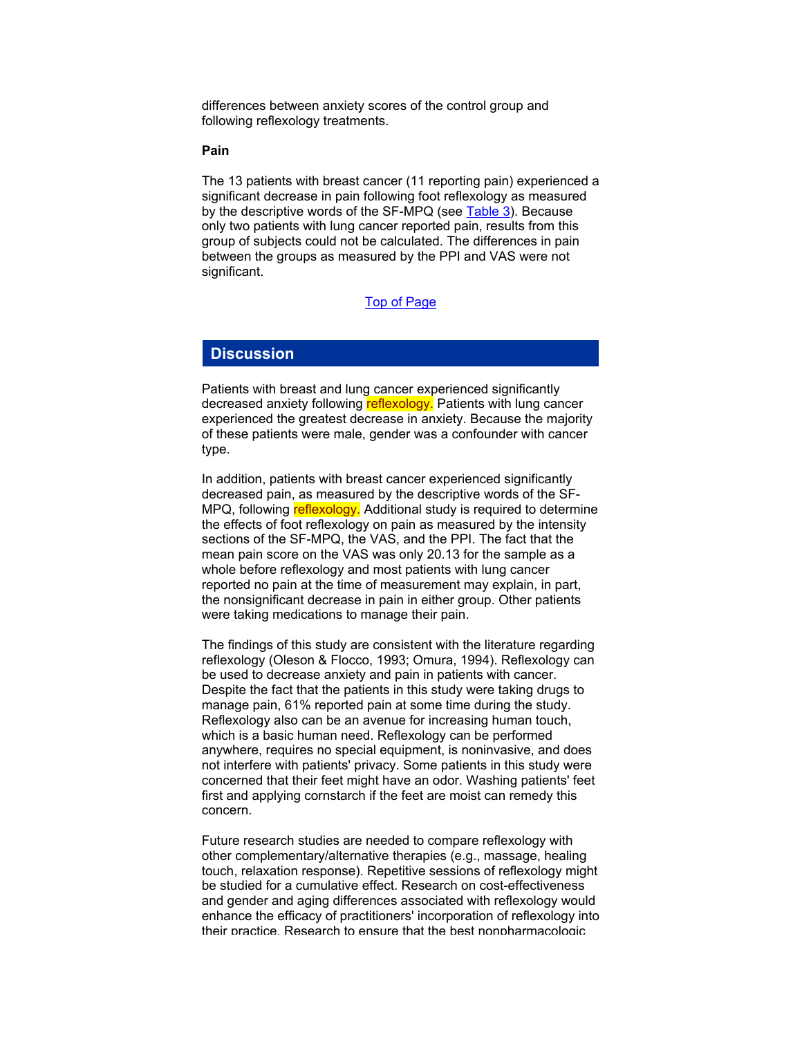differences between anxiety scores of the control group and following reflexology treatments.

**Pain**

The 13 patients with breast cancer (11 reporting pain) experienced a significant decrease in pain following foot reflexology as measured by the descriptive words of the SF-MPQ (see Table 3). Because only two patients with lung cancer reported pain, results from this group of subjects could not be calculated. The differences in pain between the groups as measured by the PPI and VAS were not significant.

Top of Page

## Discussion

Patients with breast and lung cancer experienced significantly decreased anxiety following reflexology. Patients with lung cancer experienced the greatest decrease in anxiety. Because the majority of these patients were male, gender was a confounder with cancer type.

In addition, patients with breast cancer experienced significantly decreased pain, as measured by the descriptive words of the SF-MPQ, following reflexology. Additional study is required to determine the effects of foot reflexology on pain as measured by the intensity sections of the SF-MPQ, the VAS, and the PPI. The fact that the mean pain score on the VAS was only 20.13 for the sample as a whole before reflexology and most patients with lung cancer reported no pain at the time of measurement may explain, in part, the nonsignificant decrease in pain in either group. Other patients were taking medications to manage their pain.

The findings of this study are consistent with the literature regarding reflexology (Oleson & Flocco, 1993; Omura, 1994). Reflexology can be used to decrease anxiety and pain in patients with cancer. Despite the fact that the patients in this study were taking drugs to manage pain, 61% reported pain at some time during the study. Reflexology also can be an avenue for increasing human touch, which is a basic human need. Reflexology can be performed anywhere, requires no special equipment, is noninvasive, and does not interfere with patients' privacy. Some patients in this study were concerned that their feet might have an odor. Washing patients' feet first and applying cornstarch if the feet are moist can remedy this concern.

Future research studies are needed to compare reflexology with other complementary/alternative therapies (e.g., massage, healing touch, relaxation response). Repetitive sessions of reflexology might be studied for a cumulative effect. Research on cost-effectiveness and gender and aging differences associated with reflexology would enhance the efficacy of practitioners' incorporation of reflexology into their practice. Research to ensure that the best nonpharmacologic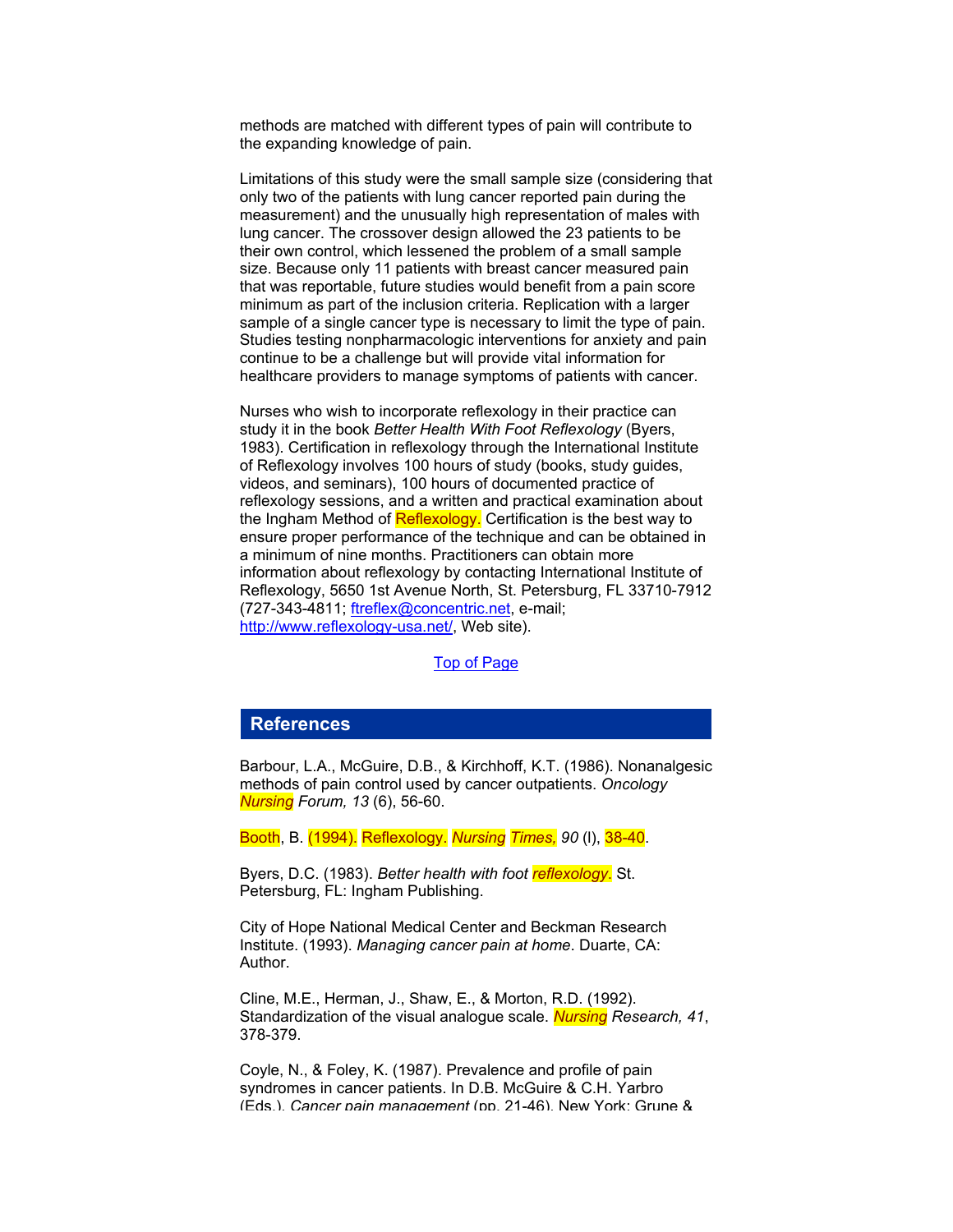methods are matched with different types of pain will contribute to the expanding knowledge of pain.

Limitations of this study were the small sample size (considering that only two of the patients with lung cancer reported pain during the measurement) and the unusually high representation of males with lung cancer. The crossover design allowed the 23 patients to be their own control, which lessened the problem of a small sample size. Because only 11 patients with breast cancer measured pain that was reportable, future studies would benefit from a pain score minimum as part of the inclusion criteria. Replication with a larger sample of a single cancer type is necessary to limit the type of pain. Studies testing nonpharmacologic interventions for anxiety and pain continue to be a challenge but will provide vital information for healthcare providers to manage symptoms of patients with cancer.

Nurses who wish to incorporate reflexology in their practice can study it in the book *Better Health With Foot Reflexology* (Byers, 1983). Certification in reflexology through the International Institute of Reflexology involves 100 hours of study (books, study guides, videos, and seminars), 100 hours of documented practice of reflexology sessions, and a written and practical examination about the Ingham Method of Reflexology. Certification is the best way to ensure proper performance of the technique and can be obtained in a minimum of nine months. Practitioners can obtain more information about reflexology by contacting International Institute of Reflexology, 5650 1st Avenue North, St. Petersburg, FL 33710-7912 (727-343-4811; [ftreflex@concentric.net](mailto:ftreflex@concentric.net), e-mail; [http://www.reflexology-usa.net/](http://www.reflexology-usa.net/), Web site).

Top of Page

## References

Barbour, L.A., McGuire, D.B., & Kirchhoff, K.T. (1986). Nonanalgesic methods of pain control used by cancer outpatients. *Oncology Nursing Forum, 13* (6), 56-60.

Booth, B. (1994). Reflexology. *Nursing Times, 90* (l), 38-40.

Byers, D.C. (1983). *Better health with foot reflexology*. St. Petersburg, FL: Ingham Publishing.

City of Hope National Medical Center and Beckman Research Institute. (1993). *Managing cancer pain at home*. Duarte, CA: Author.

Cline, M.E., Herman, J., Shaw, E., & Morton, R.D. (1992). Standardization of the visual analogue scale. *Nursing Research, 41*, 378-379.

Coyle, N., & Foley, K. (1987). Prevalence and profile of pain syndromes in cancer patients. In D.B. McGuire & C.H. Yarbro (Eds.), *Cancer pain management* (pp. 21-46). New York: Grune &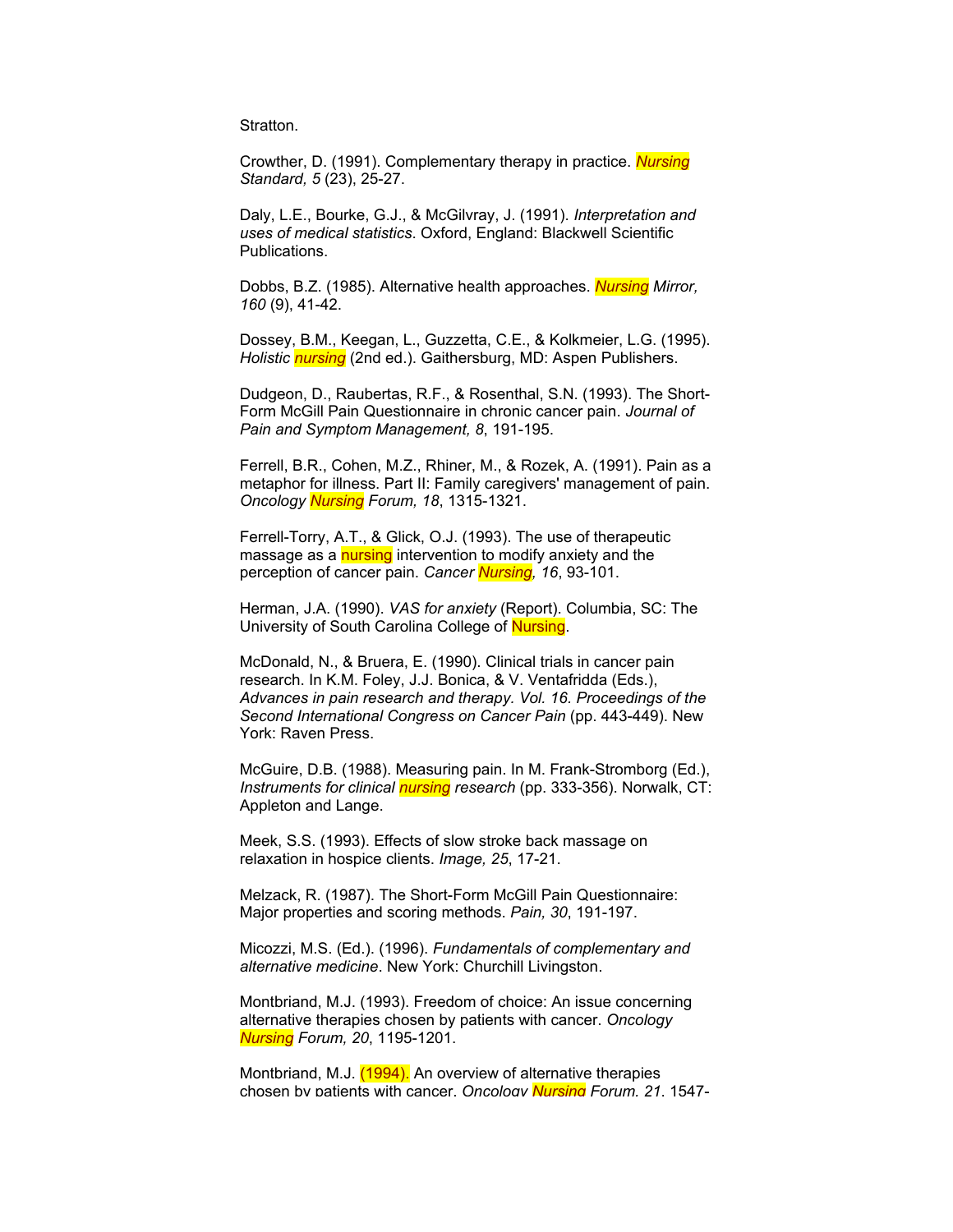Stratton.

Crowther, D. (1991). Complementary therapy in practice. *Nursing Standard, 5* (23), 25-27.

Daly, L.E., Bourke, G.J., & McGilvray, J. (1991). *Interpretation and uses of medical statistics*. Oxford, England: Blackwell Scientific Publications.

Dobbs, B.Z. (1985). Alternative health approaches. *Nursing Mirror, 160* (9), 41-42.

Dossey, B.M., Keegan, L., Guzzetta, C.E., & Kolkmeier, L.G. (1995). *Holistic nursing* (2nd ed.). Gaithersburg, MD: Aspen Publishers.

Dudgeon, D., Raubertas, R.F., & Rosenthal, S.N. (1993). The Short-Form McGill Pain Questionnaire in chronic cancer pain. *Journal of Pain and Symptom Management, 8*, 191-195.

Ferrell, B.R., Cohen, M.Z., Rhiner, M., & Rozek, A. (1991). Pain as a metaphor for illness. Part II: Family caregivers' management of pain. *Oncology Nursing Forum, 18*, 1315-1321.

Ferrell-Torry, A.T., & Glick, O.J. (1993). The use of therapeutic massage as a nursing intervention to modify anxiety and the perception of cancer pain. *Cancer Nursing, 16*, 93-101.

Herman, J.A. (1990). *VAS for anxiety* (Report). Columbia, SC: The University of South Carolina College of Nursing.

McDonald, N., & Bruera, E. (1990). Clinical trials in cancer pain research. In K.M. Foley, J.J. Bonica, & V. Ventafridda (Eds.), *Advances in pain research and therapy. Vol. 16. Proceedings of the Second International Congress on Cancer Pain* (pp. 443-449). New York: Raven Press.

McGuire, D.B. (1988). Measuring pain. In M. Frank-Stromborg (Ed.), *Instruments for clinical nursing research* (pp. 333-356). Norwalk, CT: Appleton and Lange.

Meek, S.S. (1993). Effects of slow stroke back massage on relaxation in hospice clients. *Image, 25*, 17-21.

Melzack, R. (1987). The Short-Form McGill Pain Questionnaire: Major properties and scoring methods. *Pain, 30*, 191-197.

Micozzi, M.S. (Ed.). (1996). *Fundamentals of complementary and alternative medicine*. New York: Churchill Livingston.

Montbriand, M.J. (1993). Freedom of choice: An issue concerning alternative therapies chosen by patients with cancer. *Oncology Nursing Forum, 20*, 1195-1201.

Montbriand, M.J. (1994). An overview of alternative therapies chosen by patients with cancer. *Oncology Nursing Forum, 21*, 1547-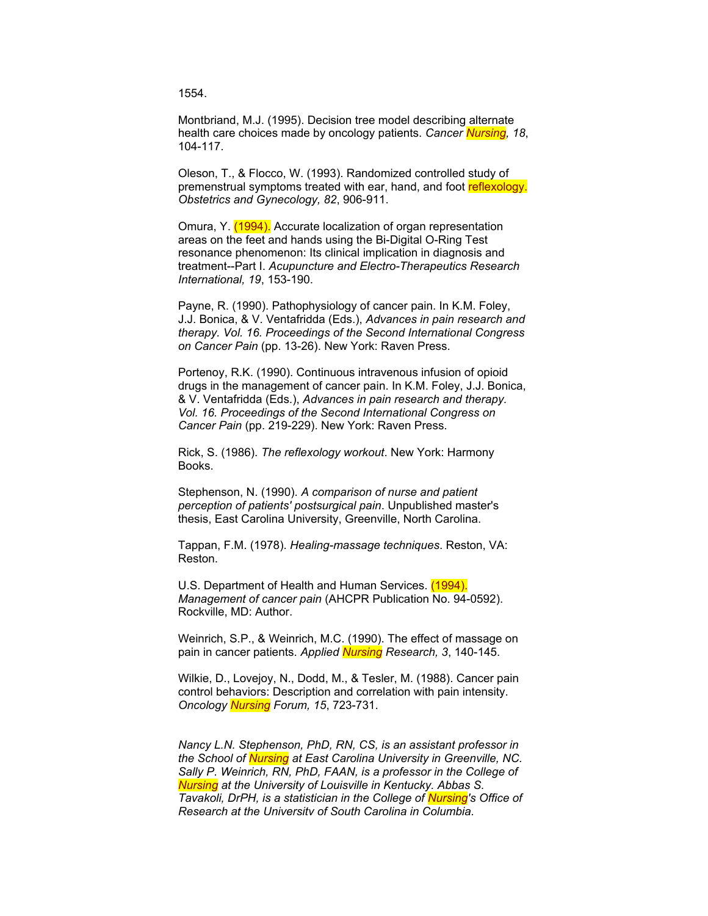1554.

Montbriand, M.J. (1995). Decision tree model describing alternate health care choices made by oncology patients. *Cancer Nursing, 18*, 104-117.

Oleson, T., & Flocco, W. (1993). Randomized controlled study of premenstrual symptoms treated with ear, hand, and foot reflexology. *Obstetrics and Gynecology, 82*, 906-911.

Omura, Y. (1994). Accurate localization of organ representation areas on the feet and hands using the Bi-Digital O-Ring Test resonance phenomenon: Its clinical implication in diagnosis and treatment--Part I. *Acupuncture and Electro-Therapeutics Research International, 19*, 153-190.

Payne, R. (1990). Pathophysiology of cancer pain. In K.M. Foley, J.J. Bonica, & V. Ventafridda (Eds.), *Advances in pain research and therapy. Vol. 16. Proceedings of the Second International Congress on Cancer Pain* (pp. 13-26). New York: Raven Press.

Portenoy, R.K. (1990). Continuous intravenous infusion of opioid drugs in the management of cancer pain. In K.M. Foley, J.J. Bonica, & V. Ventafridda (Eds.), *Advances in pain research and therapy. Vol. 16. Proceedings of the Second International Congress on Cancer Pain* (pp. 219-229). New York: Raven Press.

Rick, S. (1986). *The reflexology workout*. New York: Harmony Books.

Stephenson, N. (1990). *A comparison of nurse and patient perception of patients' postsurgical pain*. Unpublished master's thesis, East Carolina University, Greenville, North Carolina.

Tappan, F.M. (1978). *Healing-massage techniques*. Reston, VA: Reston.

U.S. Department of Health and Human Services. (1994). *Management of cancer pain* (AHCPR Publication No. 94-0592). Rockville, MD: Author.

Weinrich, S.P., & Weinrich, M.C. (1990). The effect of massage on pain in cancer patients. *Applied Nursing Research, 3*, 140-145.

Wilkie, D., Lovejoy, N., Dodd, M., & Tesler, M. (1988). Cancer pain control behaviors: Description and correlation with pain intensity. *Oncology Nursing Forum, 15*, 723-731.

*Nancy L.N. Stephenson, PhD, RN, CS, is an assistant professor in the School of Nursing at East Carolina University in Greenville, NC. Sally P. Weinrich, RN, PhD, FAAN, is a professor in the College of Nursing at the University of Louisville in Kentucky. Abbas S. Tavakoli, DrPH, is a statistician in the College of Nursing's Office of Research at the University of South Carolina in Columbia.*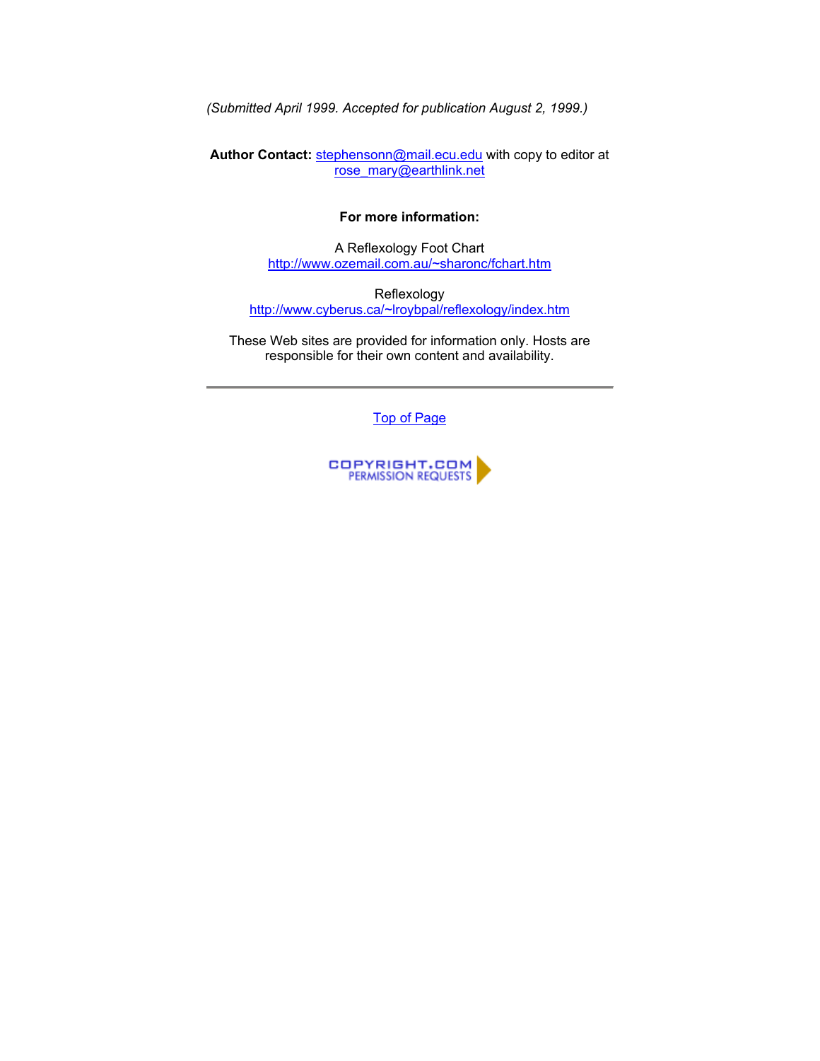*(Submitted April 1999. Accepted for publication August 2, 1999.)*

**Author Contact:** stephensonn@mail.ecu.edu with copy to editor at rose_mary@earthlink.net

**For more information:**

A Reflexology Foot Chart
http://www.ozemail.com.au/~sharonc/fchart.htm

Reflexology
http://www.cyberus.ca/~lroybpal/reflexology/index.htm

These Web sites are provided for information only. Hosts are responsible for their own content and availability.

---

Top of Page

COPYRIGHT.COM
PERMISSION REQUESTS